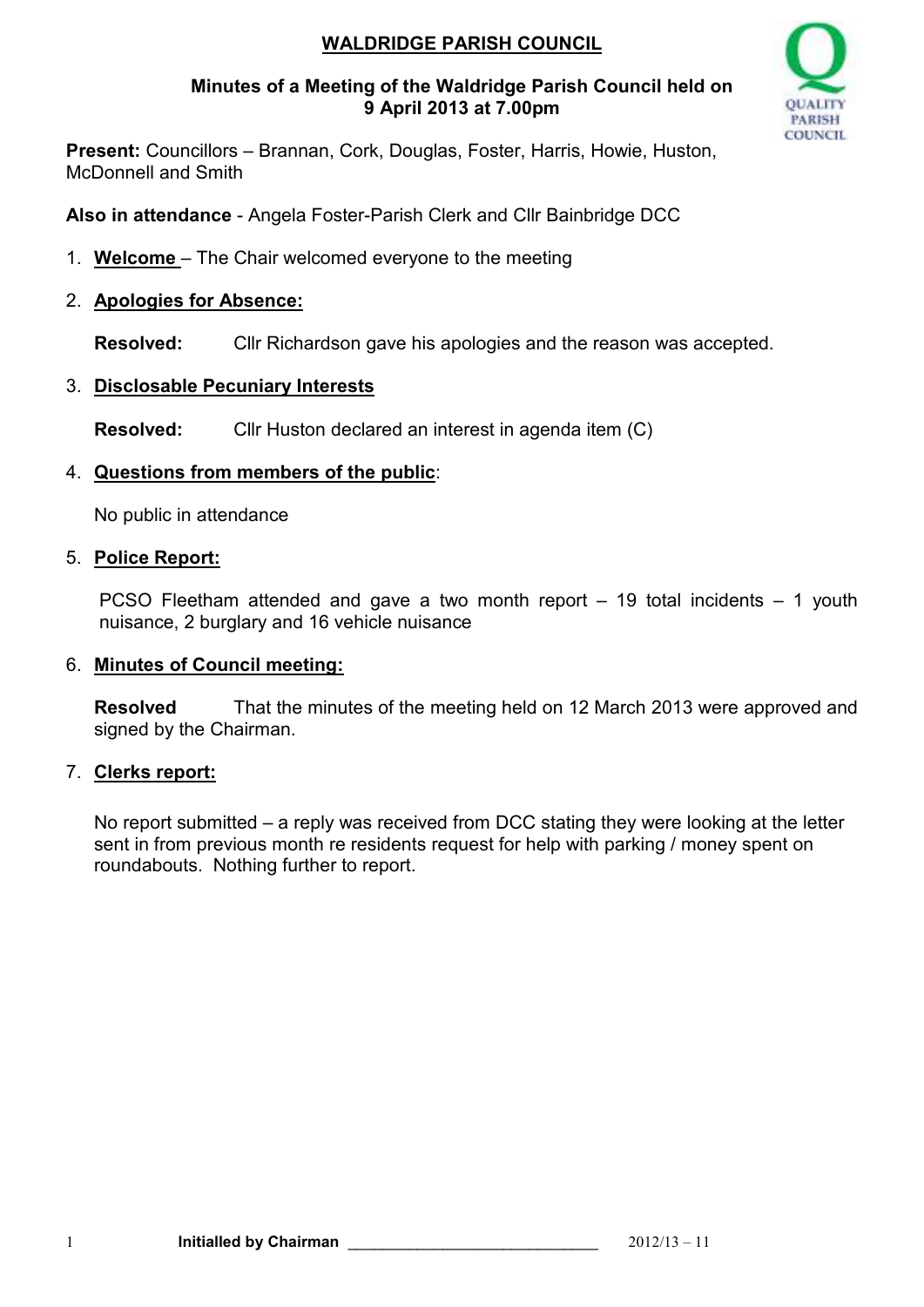# WALDRIDGE PARISH COUNCIL

## Minutes of a Meeting of the Waldridge Parish Council held on 9 April 2013 at 7.00pm

**Present:** Councillors – Brannan, Cork, Douglas, Foster, Harris, Howie, Huston, McDonnell and Smith

**Also in attendance** - Angela Foster-Parish Clerk and Cllr Bainbridge DCC

1. **Welcome** – The Chair welcomed everyone to the meeting

2. **Apologies for Absence:**

   **Resolved:** Cllr Richardson gave his apologies and the reason was accepted.

3. **Disclosable Pecuniary Interests**

   **Resolved:** Cllr Huston declared an interest in agenda item (C)

4. **Questions from members of the public**:

   No public in attendance

5. **Police Report:**

   PCSO Fleetham attended and gave a two month report – 19 total incidents – 1 youth nuisance, 2 burglary and 16 vehicle nuisance

6. **Minutes of Council meeting:**

   **Resolved** That the minutes of the meeting held on 12 March 2013 were approved and signed by the Chairman.

7. **Clerks report:**

   No report submitted – a reply was received from DCC stating they were looking at the letter sent in from previous month re residents request for help with parking / money spent on roundabouts. Nothing further to report.

**Initialled by Chairman** ____________________________ 2012/13 – 11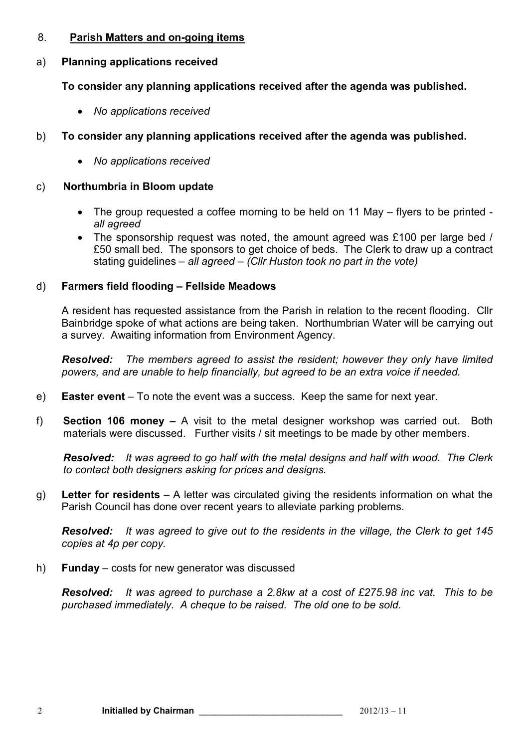8. **Parish Matters and on-going items**

a) **Planning applications received**

**To consider any planning applications received after the agenda was published.**

- *No applications received*

b) **To consider any planning applications received after the agenda was published.**

- *No applications received*

c) **Northumbria in Bloom update**

- The group requested a coffee morning to be held on 11 May – flyers to be printed - *all agreed*
- The sponsorship request was noted, the amount agreed was £100 per large bed / £50 small bed. The sponsors to get choice of beds. The Clerk to draw up a contract stating guidelines – *all agreed – (Cllr Huston took no part in the vote)*

d) **Farmers field flooding – Fellside Meadows**

A resident has requested assistance from the Parish in relation to the recent flooding. Cllr Bainbridge spoke of what actions are being taken. Northumbrian Water will be carrying out a survey. Awaiting information from Environment Agency.

***Resolved:*** *The members agreed to assist the resident; however they only have limited powers, and are unable to help financially, but agreed to be an extra voice if needed.*

e) **Easter event** – To note the event was a success. Keep the same for next year.

f) **Section 106 money –** A visit to the metal designer workshop was carried out. Both materials were discussed. Further visits / sit meetings to be made by other members.

***Resolved:*** *It was agreed to go half with the metal designs and half with wood. The Clerk to contact both designers asking for prices and designs.*

g) **Letter for residents** – A letter was circulated giving the residents information on what the Parish Council has done over recent years to alleviate parking problems.

***Resolved:*** *It was agreed to give out to the residents in the village, the Clerk to get 145 copies at 4p per copy.*

h) **Funday** – costs for new generator was discussed

***Resolved:*** *It was agreed to purchase a 2.8kw at a cost of £275.98 inc vat. This to be purchased immediately. A cheque to be raised. The old one to be sold.*

**Initialled by Chairman** ______________________________ 2012/13 – 11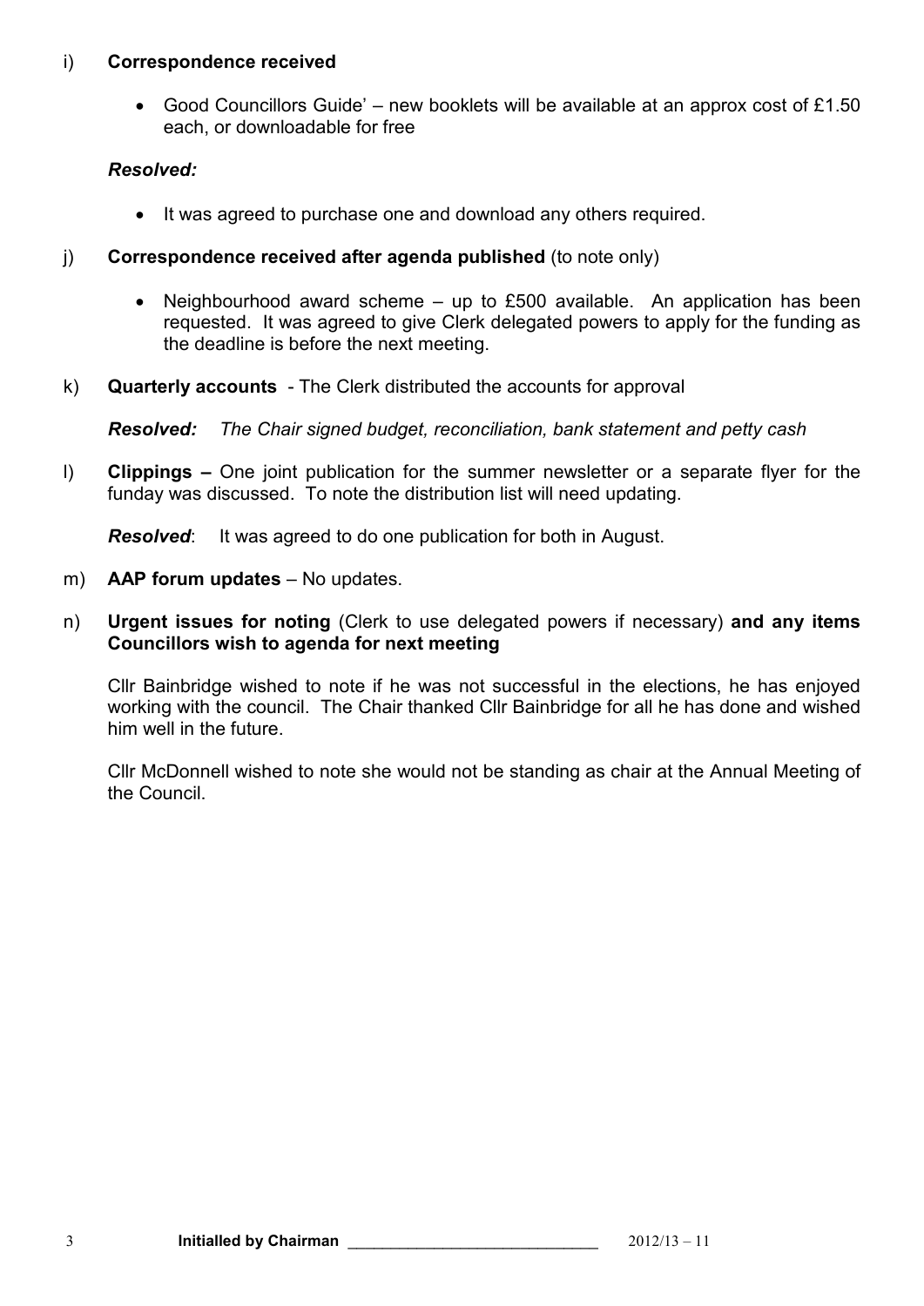i) **Correspondence received**

- Good Councillors Guide' – new booklets will be available at an approx cost of £1.50 each, or downloadable for free

***Resolved:***

- It was agreed to purchase one and download any others required.

j) **Correspondence received after agenda published** (to note only)

- Neighbourhood award scheme – up to £500 available. An application has been requested. It was agreed to give Clerk delegated powers to apply for the funding as the deadline is before the next meeting.

k) **Quarterly accounts** - The Clerk distributed the accounts for approval

***Resolved:*** *The Chair signed budget, reconciliation, bank statement and petty cash*

l) **Clippings –** One joint publication for the summer newsletter or a separate flyer for the funday was discussed. To note the distribution list will need updating.

***Resolved***: It was agreed to do one publication for both in August.

m) **AAP forum updates** – No updates.

n) **Urgent issues for noting** (Clerk to use delegated powers if necessary) **and any items Councillors wish to agenda for next meeting**

Cllr Bainbridge wished to note if he was not successful in the elections, he has enjoyed working with the council. The Chair thanked Cllr Bainbridge for all he has done and wished him well in the future.

Cllr McDonnell wished to note she would not be standing as chair at the Annual Meeting of the Council.

**Initialled by Chairman** _____________________________ 2012/13 – 11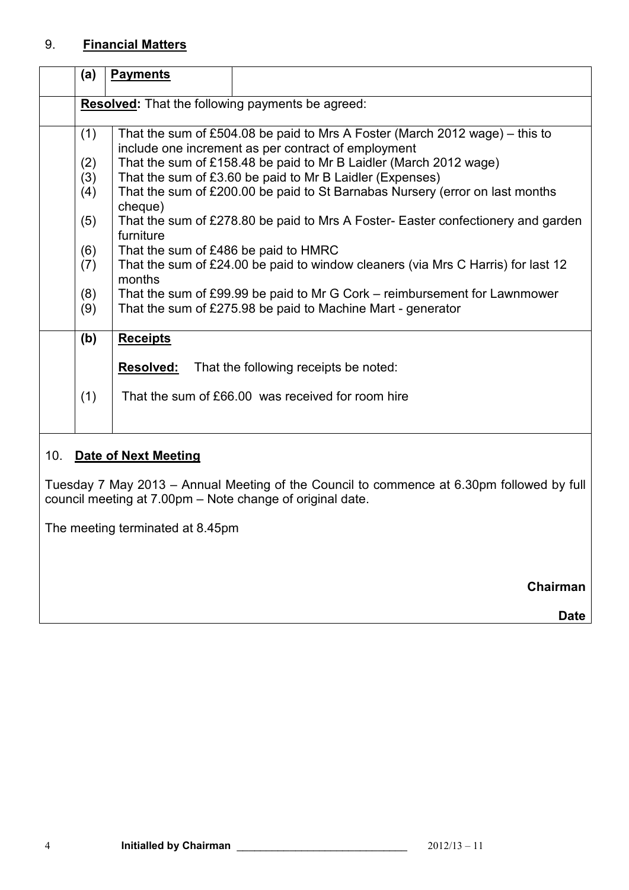## 9. **Financial Matters**

**(a) Payments**

**Resolved:** That the following payments be agreed:

(1) That the sum of £504.08 be paid to Mrs A Foster (March 2012 wage) – this to include one increment as per contract of employment
(2) That the sum of £158.48 be paid to Mr B Laidler (March 2012 wage)
(3) That the sum of £3.60 be paid to Mr B Laidler (Expenses)
(4) That the sum of £200.00 be paid to St Barnabas Nursery (error on last months cheque)
(5) That the sum of £278.80 be paid to Mrs A Foster- Easter confectionery and garden furniture
(6) That the sum of £486 be paid to HMRC
(7) That the sum of £24.00 be paid to window cleaners (via Mrs C Harris) for last 12 months
(8) That the sum of £99.99 be paid to Mr G Cork – reimbursement for Lawnmower
(9) That the sum of £275.98 be paid to Machine Mart - generator

**(b) Receipts**

**Resolved:** That the following receipts be noted:

(1) That the sum of £66.00 was received for room hire

## 10. **Date of Next Meeting**

Tuesday 7 May 2013 – Annual Meeting of the Council to commence at 6.30pm followed by full council meeting at 7.00pm – Note change of original date.

The meeting terminated at 8.45pm

**Chairman**

**Date**

**Initialled by Chairman** ______________________________ 2012/13 – 11